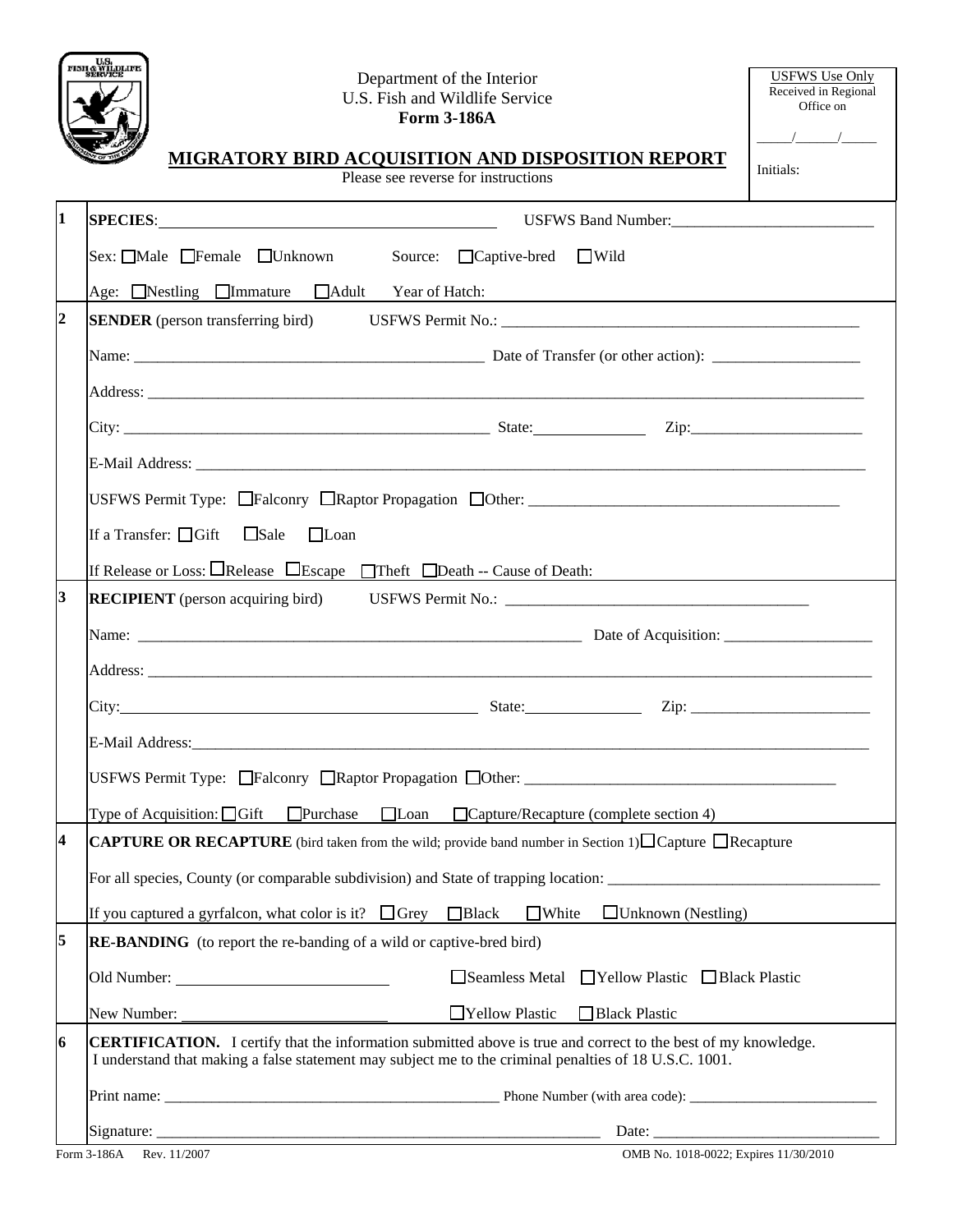Department of the Interior
U.S. Fish and Wildlife Service
**Form 3-186A**

| USFWS Use Only |
|---|
| Received in Regional Office on |
| _____/_____/_____ |
| Initials: |

# MIGRATORY BIRD ACQUISITION AND DISPOSITION REPORT

Please see reverse for instructions

**1**

**SPECIES**: ____________________ USFWS Band Number: ____________________

Sex: ☐Male ☐Female ☐Unknown Source: ☐Captive-bred ☐Wild

Age: ☐Nestling ☐Immature ☐Adult Year of Hatch: ____________________

**2**

**SENDER** (person transferring bird) USFWS Permit No.: ____________________

Name: ____________________ Date of Transfer (or other action): ____________________

Address: ____________________

City: ____________________ State: __________ Zip: ____________________

E-Mail Address: ____________________

USFWS Permit Type: ☐Falconry ☐Raptor Propagation ☐Other: ____________________

If a Transfer: ☐Gift ☐Sale ☐Loan

If Release or Loss: ☐Release ☐Escape ☐Theft ☐Death -- Cause of Death: ____________________

**3**

**RECIPIENT** (person acquiring bird) USFWS Permit No.: ____________________

Name: ____________________ Date of Acquisition: ____________________

Address: ____________________

City: ____________________ State: __________ Zip: ____________________

E-Mail Address: ____________________

USFWS Permit Type: ☐Falconry ☐Raptor Propagation ☐Other: ____________________

Type of Acquisition: ☐Gift ☐Purchase ☐Loan ☐Capture/Recapture (complete section 4)

**4**

**CAPTURE OR RECAPTURE** (bird taken from the wild; provide band number in Section 1) ☐Capture ☐Recapture

For all species, County (or comparable subdivision) and State of trapping location: ____________________

If you captured a gyrfalcon, what color is it? ☐Grey ☐Black ☐White ☐Unknown (Nestling)

**5**

**RE-BANDING** (to report the re-banding of a wild or captive-bred bird)

Old Number: ____________________ ☐Seamless Metal ☐Yellow Plastic ☐Black Plastic

New Number: ____________________ ☐Yellow Plastic ☐Black Plastic

**6**

**CERTIFICATION.** I certify that the information submitted above is true and correct to the best of my knowledge. I understand that making a false statement may subject me to the criminal penalties of 18 U.S.C. 1001.

Print name: ____________________ Phone Number (with area code): ____________________

Signature: ____________________ Date: ____________________

Form 3-186A Rev. 11/2007 OMB No. 1018-0022; Expires 11/30/2010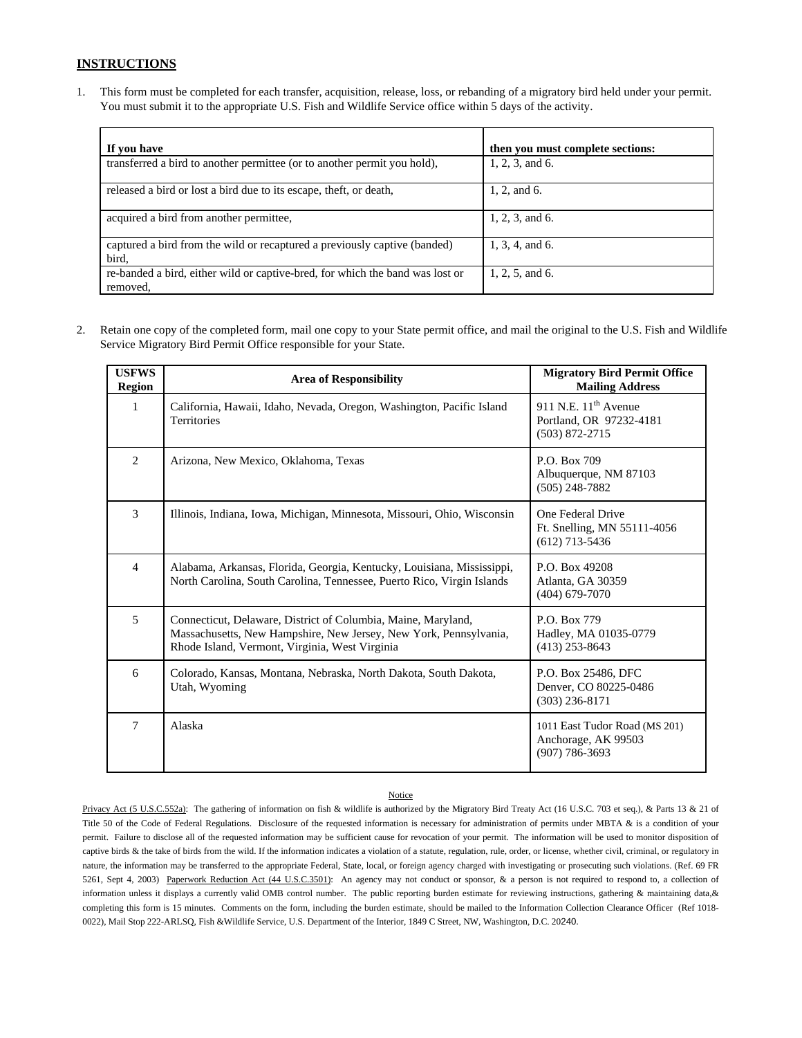## INSTRUCTIONS

1. This form must be completed for each transfer, acquisition, release, loss, or rebanding of a migratory bird held under your permit. You must submit it to the appropriate U.S. Fish and Wildlife Service office within 5 days of the activity.

| If you have | then you must complete sections: |
|---|---|
| transferred a bird to another permittee (or to another permit you hold), | 1, 2, 3, and 6. |
| released a bird or lost a bird due to its escape, theft, or death, | 1, 2, and 6. |
| acquired a bird from another permittee, | 1, 2, 3, and 6. |
| captured a bird from the wild or recaptured a previously captive (banded) bird, | 1, 3, 4, and 6. |
| re-banded a bird, either wild or captive-bred, for which the band was lost or removed, | 1, 2, 5, and 6. |

2. Retain one copy of the completed form, mail one copy to your State permit office, and mail the original to the U.S. Fish and Wildlife Service Migratory Bird Permit Office responsible for your State.

| USFWS Region | Area of Responsibility | Migratory Bird Permit Office Mailing Address |
|---|---|---|
| 1 | California, Hawaii, Idaho, Nevada, Oregon, Washington, Pacific Island Territories | 911 N.E. 11th Avenue<br>Portland, OR 97232-4181<br>(503) 872-2715 |
| 2 | Arizona, New Mexico, Oklahoma, Texas | P.O. Box 709<br>Albuquerque, NM 87103<br>(505) 248-7882 |
| 3 | Illinois, Indiana, Iowa, Michigan, Minnesota, Missouri, Ohio, Wisconsin | One Federal Drive<br>Ft. Snelling, MN 55111-4056<br>(612) 713-5436 |
| 4 | Alabama, Arkansas, Florida, Georgia, Kentucky, Louisiana, Mississippi, North Carolina, South Carolina, Tennessee, Puerto Rico, Virgin Islands | P.O. Box 49208<br>Atlanta, GA 30359<br>(404) 679-7070 |
| 5 | Connecticut, Delaware, District of Columbia, Maine, Maryland, Massachusetts, New Hampshire, New Jersey, New York, Pennsylvania, Rhode Island, Vermont, Virginia, West Virginia | P.O. Box 779<br>Hadley, MA 01035-0779<br>(413) 253-8643 |
| 6 | Colorado, Kansas, Montana, Nebraska, North Dakota, South Dakota, Utah, Wyoming | P.O. Box 25486, DFC<br>Denver, CO 80225-0486<br>(303) 236-8171 |
| 7 | Alaska | 1011 East Tudor Road (MS 201)<br>Anchorage, AK 99503<br>(907) 786-3693 |

Notice

Privacy Act (5 U.S.C.552a): The gathering of information on fish & wildlife is authorized by the Migratory Bird Treaty Act (16 U.S.C. 703 et seq.), & Parts 13 & 21 of Title 50 of the Code of Federal Regulations. Disclosure of the requested information is necessary for administration of permits under MBTA & is a condition of your permit. Failure to disclose all of the requested information may be sufficient cause for revocation of your permit. The information will be used to monitor disposition of captive birds & the take of birds from the wild. If the information indicates a violation of a statute, regulation, rule, order, or license, whether civil, criminal, or regulatory in nature, the information may be transferred to the appropriate Federal, State, local, or foreign agency charged with investigating or prosecuting such violations. (Ref. 69 FR 5261, Sept 4, 2003) Paperwork Reduction Act (44 U.S.C.3501): An agency may not conduct or sponsor, & a person is not required to respond to, a collection of information unless it displays a currently valid OMB control number. The public reporting burden estimate for reviewing instructions, gathering & maintaining data,& completing this form is 15 minutes. Comments on the form, including the burden estimate, should be mailed to the Information Collection Clearance Officer (Ref 1018-0022), Mail Stop 222-ARLSQ, Fish &Wildlife Service, U.S. Department of the Interior, 1849 C Street, NW, Washington, D.C. 20240.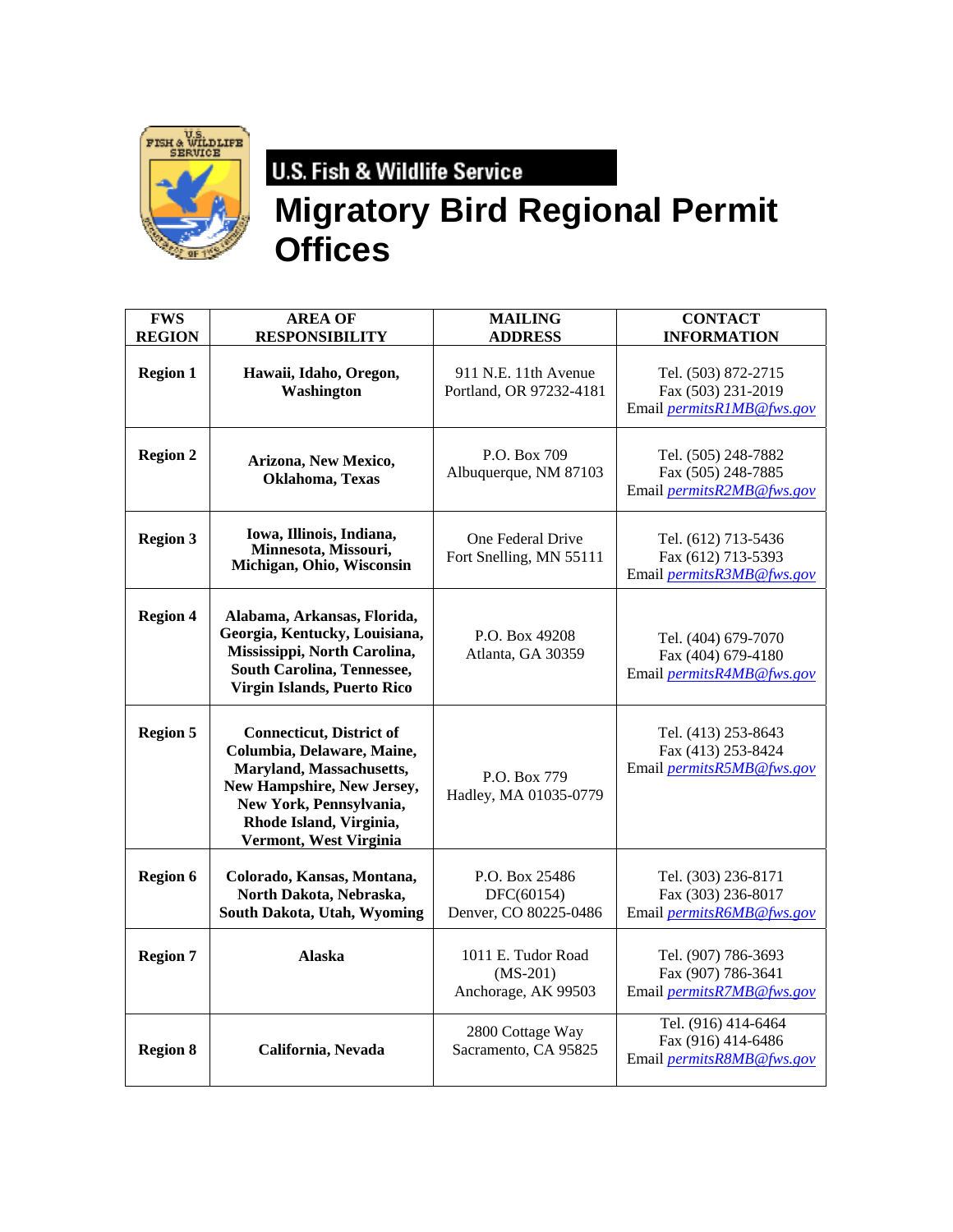U.S. Fish & Wildlife Service

# Migratory Bird Regional Permit Offices

| FWS REGION | AREA OF RESPONSIBILITY | MAILING ADDRESS | CONTACT INFORMATION |
|---|---|---|---|
| **Region 1** | **Hawaii, Idaho, Oregon, Washington** | 911 N.E. 11th Avenue<br>Portland, OR 97232-4181 | Tel. (503) 872-2715<br>Fax (503) 231-2019<br>Email *permitsR1MB@fws.gov* |
| **Region 2** | **Arizona, New Mexico, Oklahoma, Texas** | P.O. Box 709<br>Albuquerque, NM 87103 | Tel. (505) 248-7882<br>Fax (505) 248-7885<br>Email *permitsR2MB@fws.gov* |
| **Region 3** | **Iowa, Illinois, Indiana, Minnesota, Missouri, Michigan, Ohio, Wisconsin** | One Federal Drive<br>Fort Snelling, MN 55111 | Tel. (612) 713-5436<br>Fax (612) 713-5393<br>Email *permitsR3MB@fws.gov* |
| **Region 4** | **Alabama, Arkansas, Florida, Georgia, Kentucky, Louisiana, Mississippi, North Carolina, South Carolina, Tennessee, Virgin Islands, Puerto Rico** | P.O. Box 49208<br>Atlanta, GA 30359 | Tel. (404) 679-7070<br>Fax (404) 679-4180<br>Email *permitsR4MB@fws.gov* |
| **Region 5** | **Connecticut, District of Columbia, Delaware, Maine, Maryland, Massachusetts, New Hampshire, New Jersey, New York, Pennsylvania, Rhode Island, Virginia, Vermont, West Virginia** | P.O. Box 779<br>Hadley, MA 01035-0779 | Tel. (413) 253-8643<br>Fax (413) 253-8424<br>Email *permitsR5MB@fws.gov* |
| **Region 6** | **Colorado, Kansas, Montana, North Dakota, Nebraska, South Dakota, Utah, Wyoming** | P.O. Box 25486<br>DFC(60154)<br>Denver, CO 80225-0486 | Tel. (303) 236-8171<br>Fax (303) 236-8017<br>Email *permitsR6MB@fws.gov* |
| **Region 7** | **Alaska** | 1011 E. Tudor Road<br>(MS-201)<br>Anchorage, AK 99503 | Tel. (907) 786-3693<br>Fax (907) 786-3641<br>Email *permitsR7MB@fws.gov* |
| **Region 8** | **California, Nevada** | 2800 Cottage Way<br>Sacramento, CA 95825 | Tel. (916) 414-6464<br>Fax (916) 414-6486<br>Email *permitsR8MB@fws.gov* |